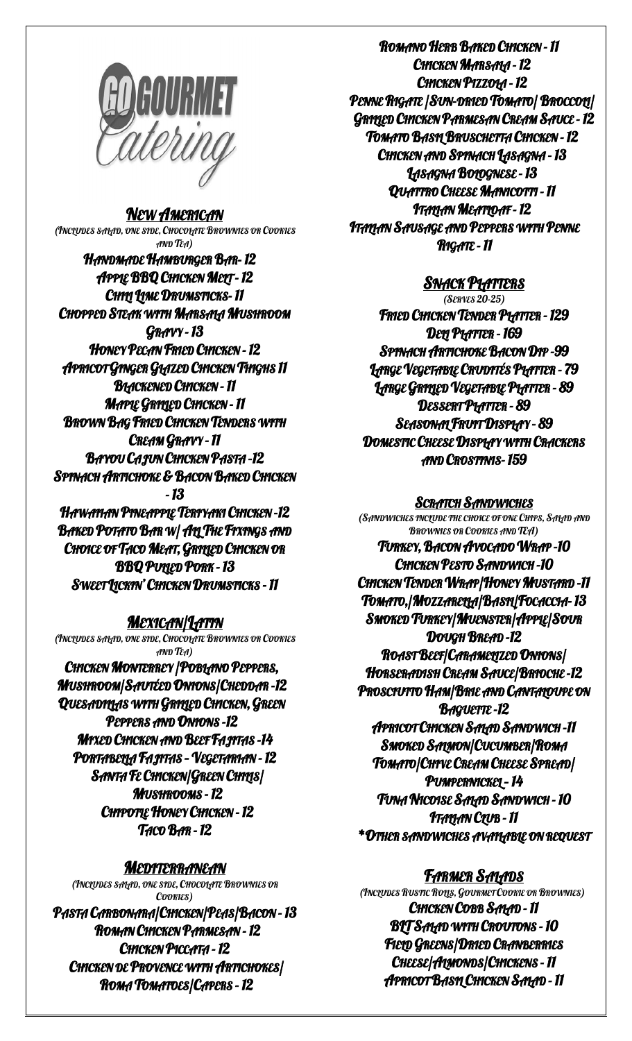GO GOURMET Catering

## New American

(Includes salad, one side, Chocolate Brownies or Cookies and Tea)

Handmade Hamburger Bar- 12
Apple BBQ Chicken Melt - 12
Chili Lime Drumsticks- 11
Chopped Steak with Marsala Mushroom Gravy - 13
Honey Pecan Fried Chicken - 12
Apricot Ginger Glazed Chicken Thighs 11
Blackened Chicken - 11
Maple Grilled Chicken - 11
Brown Bag Fried Chicken Tenders with Cream Gravy - 11
Bayou Cajun Chicken Pasta -12
Spinach Artichoke & Bacon Baked Chicken - 13
Hawaiian Pineapple Teriyaki Chicken -12
Baked Potato Bar w/ All The Fixings and Choice of Taco Meat, Grilled Chicken or BBQ Pulled Pork - 13
Sweet Lickin' Chicken Drumsticks - 11

## Mexican/Latin

(Includes salad, one side, Chocolate Brownies or Cookies and Tea)

Chicken Monterrey /Poblano Peppers, Mushroom/Sautéed Onions/Cheddar -12
Quesadillas with Grilled Chicken, Green Peppers and Onions -12
Mixed Chicken and Beef Fajitas -14
Portabella Fajitas - Vegetarian - 12
Santa Fe Chicken/Green Chilis/ Mushrooms - 12
Chipotle Honey Chicken - 12
Taco Bar - 12

## Mediterranean

(Includes salad, one side, Chocolate Brownies or Cookies)

Pasta Carbonara/Chicken/Peas/Bacon - 13
Roman Chicken Parmesan - 12
Chicken Piccata - 12
Chicken de Provence with Artichokes/ Roma Tomatoes/Capers - 12
Romano Herb Baked Chicken - 11
Chicken Marsala - 12
Chicken Pizzola - 12
Penne Rigate /Sun-dried Tomato/ Broccoli/ Grilled Chicken Parmesan Cream Sauce - 12
Tomato Basil Bruschetta Chicken - 12
Chicken and Spinach Lasagna - 13
Lasagna Bolognese - 13
Quattro Cheese Manicotti - 11
Italian Meatloaf - 12
Italian Sausage and Peppers with Penne Rigate - 11

## Snack Platters

(Serves 20-25)

Fried Chicken Tender Platter - 129
Deli Platter - 169
Spinach Artichoke Bacon Dip -99
Large Vegetable Crudités Platter - 79
Large Grilled Vegetable Platter - 89
Dessert Platter - 89
Seasonal Fruit Display - 89
Domestic Cheese Display with Crackers and Crostinis- 159

## Scratch Sandwiches

(Sandwiches include the choice of one Chips, Salad and Brownies or Cookies and Tea)

Turkey, Bacon Avocado Wrap -10
Chicken Pesto Sandwich -10
Chicken Tender Wrap/Honey Mustard -11
Tomato,/Mozzarella/Basil/Focaccia- 13
Smoked Turkey/Muenster/Apple/Sour Dough Bread -12
Roast Beef/Caramelized Onions/ Horseradish Cream Sauce/Brioche -12
Prosciutto Ham/Brie and Cantaloupe on Baguette -12
Apricot Chicken Salad Sandwich -11
Smoked Salmon/Cucumber/Roma Tomato/Chive Cream Cheese Spread/ Pumpernickel - 14
Tuna Nicoise Salad Sandwich - 10
Italian Club - 11
*Other sandwiches available on request

## Farmer Salads

(Includes Rustic Rolls, Gourmet Cookie or Brownies)

Chicken Cobb Salad - 11
BLT Salad with Croutons - 10
Field Greens/Dried Cranberries Cheese/Almonds/Chickens - 11
Apricot Basil Chicken Salad - 11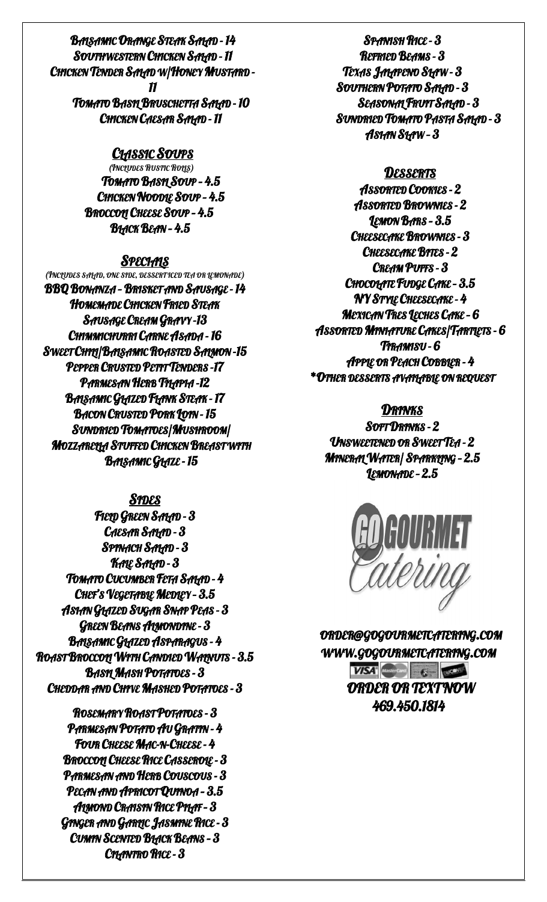Balsamic Orange Steak Salad - 14
Southwestern Chicken Salad - 11
Chicken Tender Salad w/Honey Mustard - 11
Tomato Basil Bruschetta Salad - 10
Chicken Caesar Salad - 11

## Classic Soups

(Includes Rustic Rolls)

Tomato Basil Soup – 4.5
Chicken Noodle Soup – 4.5
Broccoli Cheese Soup – 4.5
Black Bean – 4.5

## Specials

(Includes salad, one side, dessert iced tea or lemonade)

BBQ Bonanza – Brisket and Sausage - 14
Homemade Chicken Fried Steak Sausage Cream Gravy -13
Chimmichurri Carne Asada - 16
Sweet Chili/Balsamic Roasted Salmon -15
Pepper Crusted Petit Tenders -17
Parmesan Herb Tilapia -12
Balsamic Glazed Flank Steak - 17
Bacon Crusted Pork Loin - 15
Sundried Tomatoes/Mushroom/ Mozzarella Stuffed Chicken Breast with Balsamic Glaze - 15

## Sides

Field Green Salad - 3
Caesar Salad - 3
Spinach Salad - 3
Kale Salad - 3
Tomato Cucumber Feta Salad - 4
Chef's Vegetable Medley - 3.5
Asian Glazed Sugar Snap Peas - 3
Green Beans Almondine - 3
Balsamic Glazed Asparagus - 4
Roast Broccoli With Candied Walnuts - 3.5
Basil Mash Potatoes - 3
Cheddar and Chive Mashed Potatoes - 3

Rosemary Roast Potatoes - 3
Parmesan Potato Au Gratin - 4
Four Cheese Mac-n-Cheese - 4
Broccoli Cheese Rice Casserole - 3
Parmesan and Herb Couscous - 3
Pecan and Apricot Quinoa – 3.5
Almond Craisin Rice Pilaf – 3
Ginger and Garlic Jasmine Rice - 3
Cumin Scented Black Beans - 3
Cilantro Rice - 3

Spanish Rice - 3
Refried Beans - 3
Texas Jalapeno Slaw - 3
Southern Potato Salad - 3
Seasonal Fruit Salad - 3
Sundried Tomato Pasta Salad - 3
Asian Slaw – 3

## Desserts

Assorted Cookies - 2
Assorted Brownies - 2
Lemon Bars – 3.5
Cheesecake Brownies - 3
Cheesecake Bites - 2
Cream Puffs - 3
Chocolate Fudge Cake – 3.5
NY Style Cheesecake - 4
Mexican Tres Leches Cake – 6
Assorted Miniature Cakes/Tartlets - 6
Tiramisu - 6
Apple or Peach Cobbler - 4
*Other desserts available on request

## Drinks

Soft Drinks - 2
Unsweetened or Sweet Tea - 2
Mineral Water/ Sparkling – 2.5
Lemonade – 2.5

GO GOURMET Catering

ORDER@GOGOURMETCATERING.COM
WWW.GOGOURMETCATERING.COM

ORDER OR TEXT NOW
469.450.1814